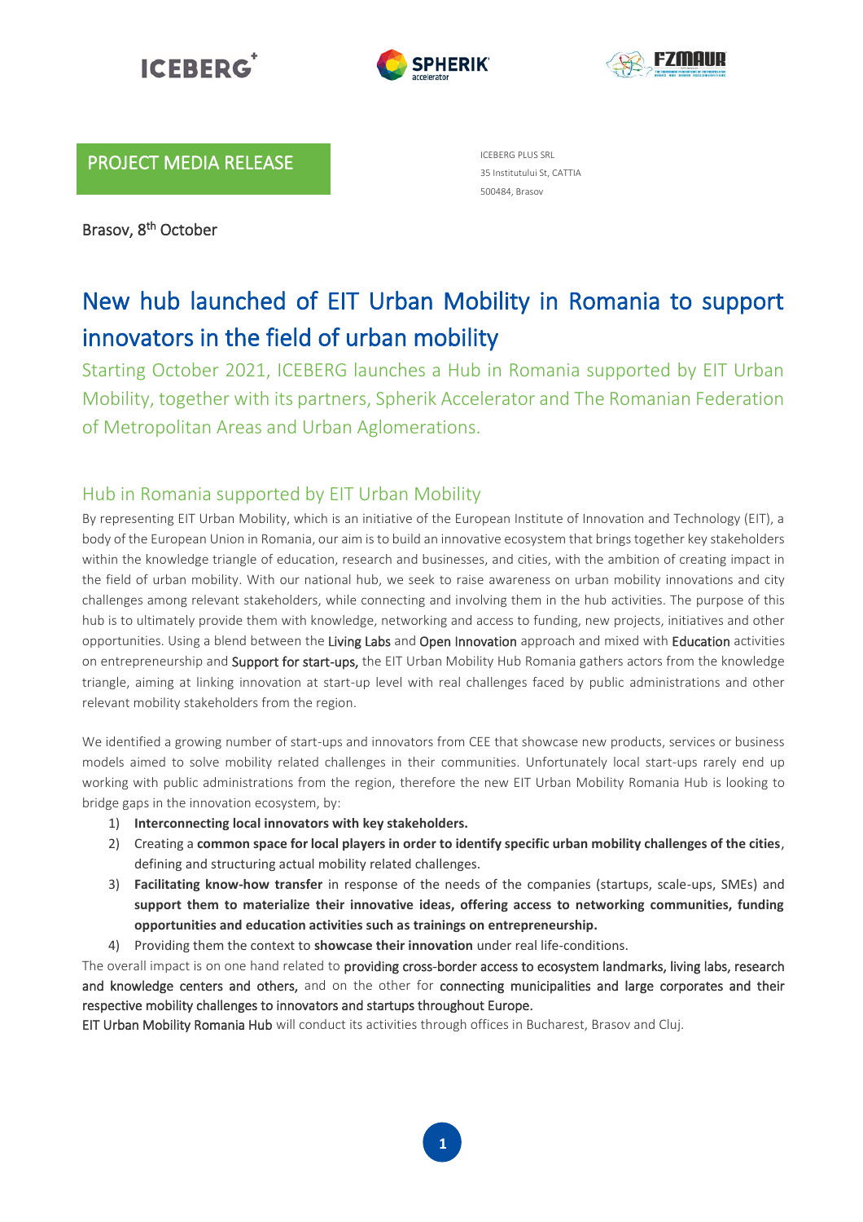PROJECT MEDIA RELEASE

ICEBERG PLUS SRL
35 Institutului St, CATTIA
500484, Brasov

Brasov, 8th October

# New hub launched of EIT Urban Mobility in Romania to support innovators in the field of urban mobility

Starting October 2021, ICEBERG launches a Hub in Romania supported by EIT Urban Mobility, together with its partners, Spherik Accelerator and The Romanian Federation of Metropolitan Areas and Urban Aglomerations.

## Hub in Romania supported by EIT Urban Mobility

By representing EIT Urban Mobility, which is an initiative of the European Institute of Innovation and Technology (EIT), a body of the European Union in Romania, our aim is to build an innovative ecosystem that brings together key stakeholders within the knowledge triangle of education, research and businesses, and cities, with the ambition of creating impact in the field of urban mobility. With our national hub, we seek to raise awareness on urban mobility innovations and city challenges among relevant stakeholders, while connecting and involving them in the hub activities. The purpose of this hub is to ultimately provide them with knowledge, networking and access to funding, new projects, initiatives and other opportunities. Using a blend between the Living Labs and Open Innovation approach and mixed with Education activities on entrepreneurship and Support for start-ups, the EIT Urban Mobility Hub Romania gathers actors from the knowledge triangle, aiming at linking innovation at start-up level with real challenges faced by public administrations and other relevant mobility stakeholders from the region.

We identified a growing number of start-ups and innovators from CEE that showcase new products, services or business models aimed to solve mobility related challenges in their communities. Unfortunately local start-ups rarely end up working with public administrations from the region, therefore the new EIT Urban Mobility Romania Hub is looking to bridge gaps in the innovation ecosystem, by:

1) **Interconnecting local innovators with key stakeholders.**
2) Creating a **common space for local players in order to identify specific urban mobility challenges of the cities**, defining and structuring actual mobility related challenges.
3) **Facilitating know-how transfer** in response of the needs of the companies (startups, scale-ups, SMEs) and **support them to materialize their innovative ideas, offering access to networking communities, funding opportunities and education activities such as trainings on entrepreneurship.**
4) Providing them the context to **showcase their innovation** under real life-conditions.

The overall impact is on one hand related to providing cross-border access to ecosystem landmarks, living labs, research and knowledge centers and others, and on the other for connecting municipalities and large corporates and their respective mobility challenges to innovators and startups throughout Europe.

EIT Urban Mobility Romania Hub will conduct its activities through offices in Bucharest, Brasov and Cluj.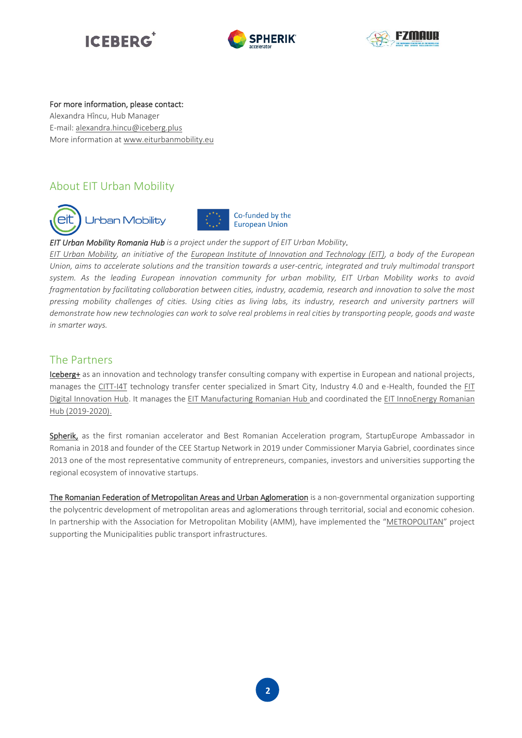For more information, please contact:
Alexandra Hîncu, Hub Manager
E-mail: alexandra.hincu@iceberg.plus
More information at www.eiturbanmobility.eu

## About EIT Urban Mobility

*EIT Urban Mobility Romania Hub is a project under the support of EIT Urban Mobility.*
*EIT Urban Mobility, an initiative of the European Institute of Innovation and Technology (EIT), a body of the European Union, aims to accelerate solutions and the transition towards a user-centric, integrated and truly multimodal transport system. As the leading European innovation community for urban mobility, EIT Urban Mobility works to avoid fragmentation by facilitating collaboration between cities, industry, academia, research and innovation to solve the most pressing mobility challenges of cities. Using cities as living labs, its industry, research and university partners will demonstrate how new technologies can work to solve real problems in real cities by transporting people, goods and waste in smarter ways.*

## The Partners

Iceberg+ as an innovation and technology transfer consulting company with expertise in European and national projects, manages the CITT-I4T technology transfer center specialized in Smart City, Industry 4.0 and e-Health, founded the FIT Digital Innovation Hub. It manages the EIT Manufacturing Romanian Hub and coordinated the EIT InnoEnergy Romanian Hub (2019-2020).

Spherik, as the first romanian accelerator and Best Romanian Acceleration program, StartupEurope Ambassador in Romania in 2018 and founder of the CEE Startup Network in 2019 under Commissioner Maryia Gabriel, coordinates since 2013 one of the most representative community of entrepreneurs, companies, investors and universities supporting the regional ecosystem of innovative startups.

The Romanian Federation of Metropolitan Areas and Urban Aglomeration is a non-governmental organization supporting the polycentric development of metropolitan areas and aglomerations through territorial, social and economic cohesion. In partnership with the Association for Metropolitan Mobility (AMM), have implemented the "METROPOLITAN" project supporting the Municipalities public transport infrastructures.